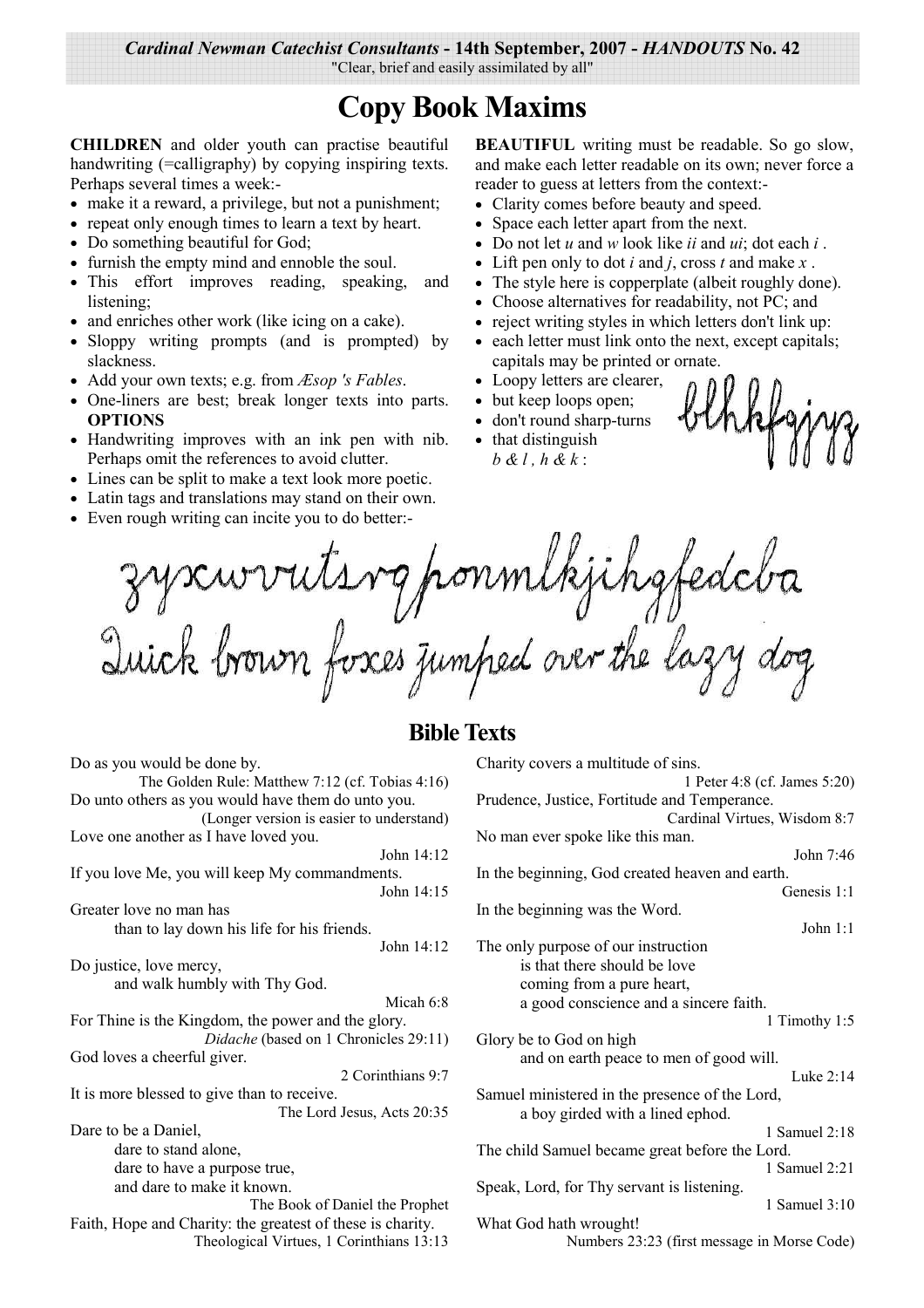*Cardinal Newman Catechist Consultants* - **14th September, 2007** - ***HANDOUTS* No. 42**
"Clear, brief and easily assimilated by all"

# Copy Book Maxims

**CHILDREN** and older youth can practise beautiful handwriting (=calligraphy) by copying inspiring texts. Perhaps several times a week:-

- make it a reward, a privilege, but not a punishment;
- repeat only enough times to learn a text by heart.
- Do something beautiful for God;
- furnish the empty mind and ennoble the soul.
- This effort improves reading, speaking, and listening;
- and enriches other work (like icing on a cake).
- Sloppy writing prompts (and is prompted) by slackness.
- Add your own texts; e.g. from *Æsop 's Fables*.
- One-liners are best; break longer texts into parts.

**OPTIONS**

- Handwriting improves with an ink pen with nib. Perhaps omit the references to avoid clutter.
- Lines can be split to make a text look more poetic.
- Latin tags and translations may stand on their own.
- Even rough writing can incite you to do better:-

**BEAUTIFUL** writing must be readable. So go slow, and make each letter readable on its own; never force a reader to guess at letters from the context:-

- Clarity comes before beauty and speed.
- Space each letter apart from the next.
- Do not let *u* and *w* look like *ii* and *ui*; dot each *i* .
- Lift pen only to dot *i* and *j*, cross *t* and make *x* .
- The style here is copperplate (albeit roughly done).
- Choose alternatives for readability, not PC; and
- reject writing styles in which letters don't link up:
- each letter must link onto the next, except capitals; capitals may be printed or ornate.
- Loopy letters are clearer,
- but keep loops open;
- don't round sharp-turns
- that distinguish *b & l , h & k* :

blhkfgjyz

zyxwvutsrqponmlkjihgfedcba
Quick brown foxes jumped over the lazy dog

## Bible Texts

Do as you would be done by.
The Golden Rule: Matthew 7:12 (cf. Tobias 4:16)

Do unto others as you would have them do unto you.
(Longer version is easier to understand)

Love one another as I have loved you.
John 14:12

If you love Me, you will keep My commandments.
John 14:15

Greater love no man has
than to lay down his life for his friends.
John 14:12

Do justice, love mercy,
and walk humbly with Thy God.
Micah 6:8

For Thine is the Kingdom, the power and the glory.
*Didache* (based on 1 Chronicles 29:11)

God loves a cheerful giver.
2 Corinthians 9:7

It is more blessed to give than to receive.
The Lord Jesus, Acts 20:35

Dare to be a Daniel,
dare to stand alone,
dare to have a purpose true,
and dare to make it known.
The Book of Daniel the Prophet

Faith, Hope and Charity: the greatest of these is charity.
Theological Virtues, 1 Corinthians 13:13

Charity covers a multitude of sins.
1 Peter 4:8 (cf. James 5:20)

Prudence, Justice, Fortitude and Temperance.
Cardinal Virtues, Wisdom 8:7

No man ever spoke like this man.
John 7:46

In the beginning, God created heaven and earth.
Genesis 1:1

In the beginning was the Word.
John 1:1

The only purpose of our instruction
is that there should be love
coming from a pure heart,
a good conscience and a sincere faith.
1 Timothy 1:5

Glory be to God on high
and on earth peace to men of good will.
Luke 2:14

Samuel ministered in the presence of the Lord,
a boy girded with a lined ephod.
1 Samuel 2:18

The child Samuel became great before the Lord.
1 Samuel 2:21

Speak, Lord, for Thy servant is listening.
1 Samuel 3:10

What God hath wrought!
Numbers 23:23 (first message in Morse Code)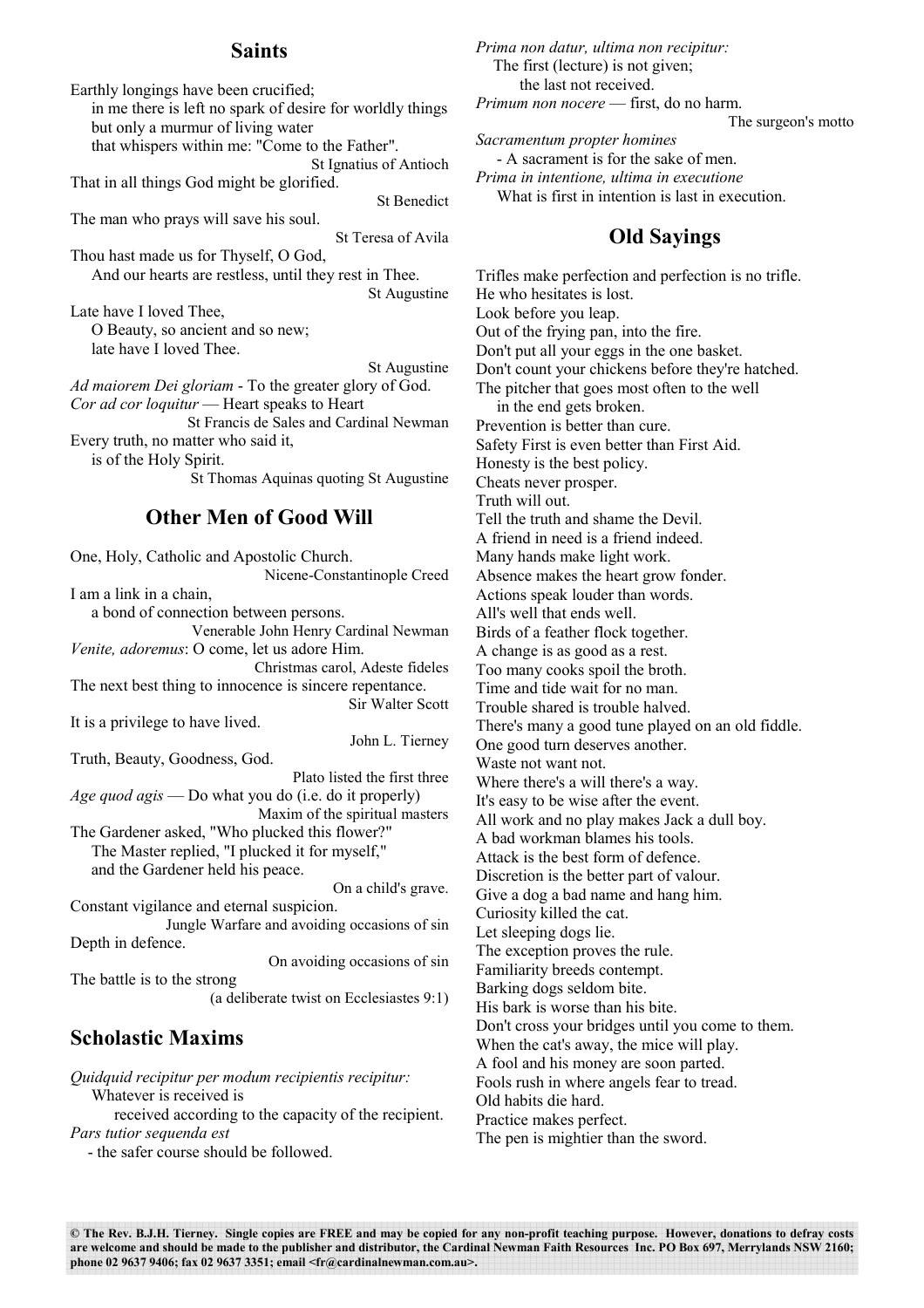## Saints

Earthly longings have been crucified;
in me there is left no spark of desire for worldly things
but only a murmur of living water
that whispers within me: "Come to the Father".

St Ignatius of Antioch

That in all things God might be glorified.

St Benedict

The man who prays will save his soul.

St Teresa of Avila

Thou hast made us for Thyself, O God,
And our hearts are restless, until they rest in Thee.

St Augustine

Late have I loved Thee,
O Beauty, so ancient and so new;
late have I loved Thee.

St Augustine

*Ad maiorem Dei gloriam* - To the greater glory of God.

*Cor ad cor loquitur* — Heart speaks to Heart

St Francis de Sales and Cardinal Newman

Every truth, no matter who said it,
is of the Holy Spirit.

St Thomas Aquinas quoting St Augustine

## Other Men of Good Will

One, Holy, Catholic and Apostolic Church.

Nicene-Constantinople Creed

I am a link in a chain,
a bond of connection between persons.

Venerable John Henry Cardinal Newman

*Venite, adoremus*: O come, let us adore Him.

Christmas carol, Adeste fideles

The next best thing to innocence is sincere repentance.

Sir Walter Scott

It is a privilege to have lived.

John L. Tierney

Truth, Beauty, Goodness, God.

Plato listed the first three

*Age quod agis* — Do what you do (i.e. do it properly)

Maxim of the spiritual masters

The Gardener asked, "Who plucked this flower?"
The Master replied, "I plucked it for myself,"
and the Gardener held his peace.

On a child's grave.

Constant vigilance and eternal suspicion.

Jungle Warfare and avoiding occasions of sin

Depth in defence.

On avoiding occasions of sin

The battle is to the strong

(a deliberate twist on Ecclesiastes 9:1)

## Scholastic Maxims

*Quidquid recipitur per modum recipientis recipitur:*
Whatever is received is
received according to the capacity of the recipient.

*Pars tutior sequenda est*
- the safer course should be followed.

*Prima non datur, ultima non recipitur:*
The first (lecture) is not given;
the last not received.

*Primum non nocere* — first, do no harm.

The surgeon's motto

*Sacramentum propter homines*
- A sacrament is for the sake of men.

*Prima in intentione, ultima in executione*
What is first in intention is last in execution.

## Old Sayings

Trifles make perfection and perfection is no trifle.
He who hesitates is lost.
Look before you leap.
Out of the frying pan, into the fire.
Don't put all your eggs in the one basket.
Don't count your chickens before they're hatched.
The pitcher that goes most often to the well
in the end gets broken.
Prevention is better than cure.
Safety First is even better than First Aid.
Honesty is the best policy.
Cheats never prosper.
Truth will out.
Tell the truth and shame the Devil.
A friend in need is a friend indeed.
Many hands make light work.
Absence makes the heart grow fonder.
Actions speak louder than words.
All's well that ends well.
Birds of a feather flock together.
A change is as good as a rest.
Too many cooks spoil the broth.
Time and tide wait for no man.
Trouble shared is trouble halved.
There's many a good tune played on an old fiddle.
One good turn deserves another.
Waste not want not.
Where there's a will there's a way.
It's easy to be wise after the event.
All work and no play makes Jack a dull boy.
A bad workman blames his tools.
Attack is the best form of defence.
Discretion is the better part of valour.
Give a dog a bad name and hang him.
Curiosity killed the cat.
Let sleeping dogs lie.
The exception proves the rule.
Familiarity breeds contempt.
Barking dogs seldom bite.
His bark is worse than his bite.
Don't cross your bridges until you come to them.
When the cat's away, the mice will play.
A fool and his money are soon parted.
Fools rush in where angels fear to tread.
Old habits die hard.
Practice makes perfect.
The pen is mightier than the sword.

**© The Rev. B.J.H. Tierney. Single copies are FREE and may be copied for any non-profit teaching purpose. However, donations to defray costs are welcome and should be made to the publisher and distributor, the Cardinal Newman Faith Resources Inc. PO Box 697, Merrylands NSW 2160; phone 02 9637 9406; fax 02 9637 3351; email <fr@cardinalnewman.com.au>.**